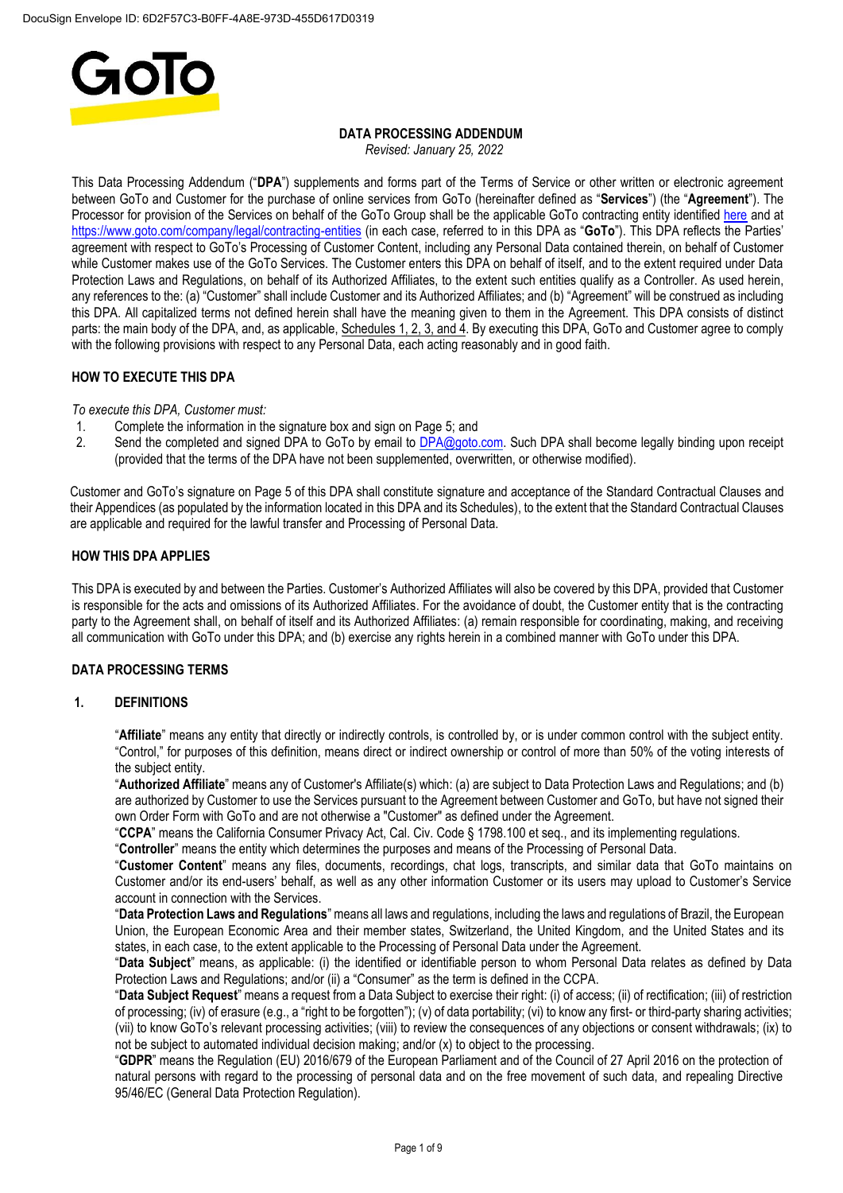# DATA PROCESSING ADDENDUM

*Revised: January 25, 2022*

This Data Processing Addendum ("**DPA**") supplements and forms part of the Terms of Service or other written or electronic agreement between GoTo and Customer for the purchase of online services from GoTo (hereinafter defined as "**Services**") (the "**Agreement**"). The Processor for provision of the Services on behalf of the GoTo Group shall be the applicable GoTo contracting entity identified here and at https://www.goto.com/company/legal/contracting-entities (in each case, referred to in this DPA as "**GoTo**"). This DPA reflects the Parties' agreement with respect to GoTo's Processing of Customer Content, including any Personal Data contained therein, on behalf of Customer while Customer makes use of the GoTo Services. The Customer enters this DPA on behalf of itself, and to the extent required under Data Protection Laws and Regulations, on behalf of its Authorized Affiliates, to the extent such entities qualify as a Controller. As used herein, any references to the: (a) "Customer" shall include Customer and its Authorized Affiliates; and (b) "Agreement" will be construed as including this DPA. All capitalized terms not defined herein shall have the meaning given to them in the Agreement. This DPA consists of distinct parts: the main body of the DPA, and, as applicable, Schedules 1, 2, 3, and 4. By executing this DPA, GoTo and Customer agree to comply with the following provisions with respect to any Personal Data, each acting reasonably and in good faith.

## HOW TO EXECUTE THIS DPA

*To execute this DPA, Customer must:*

1. Complete the information in the signature box and sign on Page 5; and
2. Send the completed and signed DPA to GoTo by email to DPA@goto.com. Such DPA shall become legally binding upon receipt (provided that the terms of the DPA have not been supplemented, overwritten, or otherwise modified).

Customer and GoTo's signature on Page 5 of this DPA shall constitute signature and acceptance of the Standard Contractual Clauses and their Appendices (as populated by the information located in this DPA and its Schedules), to the extent that the Standard Contractual Clauses are applicable and required for the lawful transfer and Processing of Personal Data.

## HOW THIS DPA APPLIES

This DPA is executed by and between the Parties. Customer's Authorized Affiliates will also be covered by this DPA, provided that Customer is responsible for the acts and omissions of its Authorized Affiliates. For the avoidance of doubt, the Customer entity that is the contracting party to the Agreement shall, on behalf of itself and its Authorized Affiliates: (a) remain responsible for coordinating, making, and receiving all communication with GoTo under this DPA; and (b) exercise any rights herein in a combined manner with GoTo under this DPA.

## DATA PROCESSING TERMS

### 1. DEFINITIONS

"**Affiliate**" means any entity that directly or indirectly controls, is controlled by, or is under common control with the subject entity. "Control," for purposes of this definition, means direct or indirect ownership or control of more than 50% of the voting interests of the subject entity.

"**Authorized Affiliate**" means any of Customer's Affiliate(s) which: (a) are subject to Data Protection Laws and Regulations; and (b) are authorized by Customer to use the Services pursuant to the Agreement between Customer and GoTo, but have not signed their own Order Form with GoTo and are not otherwise a "Customer" as defined under the Agreement.

"**CCPA**" means the California Consumer Privacy Act, Cal. Civ. Code § 1798.100 et seq., and its implementing regulations.

"**Controller**" means the entity which determines the purposes and means of the Processing of Personal Data.

"**Customer Content**" means any files, documents, recordings, chat logs, transcripts, and similar data that GoTo maintains on Customer and/or its end-users' behalf, as well as any other information Customer or its users may upload to Customer's Service account in connection with the Services.

"**Data Protection Laws and Regulations**" means all laws and regulations, including the laws and regulations of Brazil, the European Union, the European Economic Area and their member states, Switzerland, the United Kingdom, and the United States and its states, in each case, to the extent applicable to the Processing of Personal Data under the Agreement.

"**Data Subject**" means, as applicable: (i) the identified or identifiable person to whom Personal Data relates as defined by Data Protection Laws and Regulations; and/or (ii) a "Consumer" as the term is defined in the CCPA.

"**Data Subject Request**" means a request from a Data Subject to exercise their right: (i) of access; (ii) of rectification; (iii) of restriction of processing; (iv) of erasure (e.g., a "right to be forgotten"); (v) of data portability; (vi) to know any first- or third-party sharing activities; (vii) to know GoTo's relevant processing activities; (viii) to review the consequences of any objections or consent withdrawals; (ix) to not be subject to automated individual decision making; and/or (x) to object to the processing.

"**GDPR**" means the Regulation (EU) 2016/679 of the European Parliament and of the Council of 27 April 2016 on the protection of natural persons with regard to the processing of personal data and on the free movement of such data, and repealing Directive 95/46/EC (General Data Protection Regulation).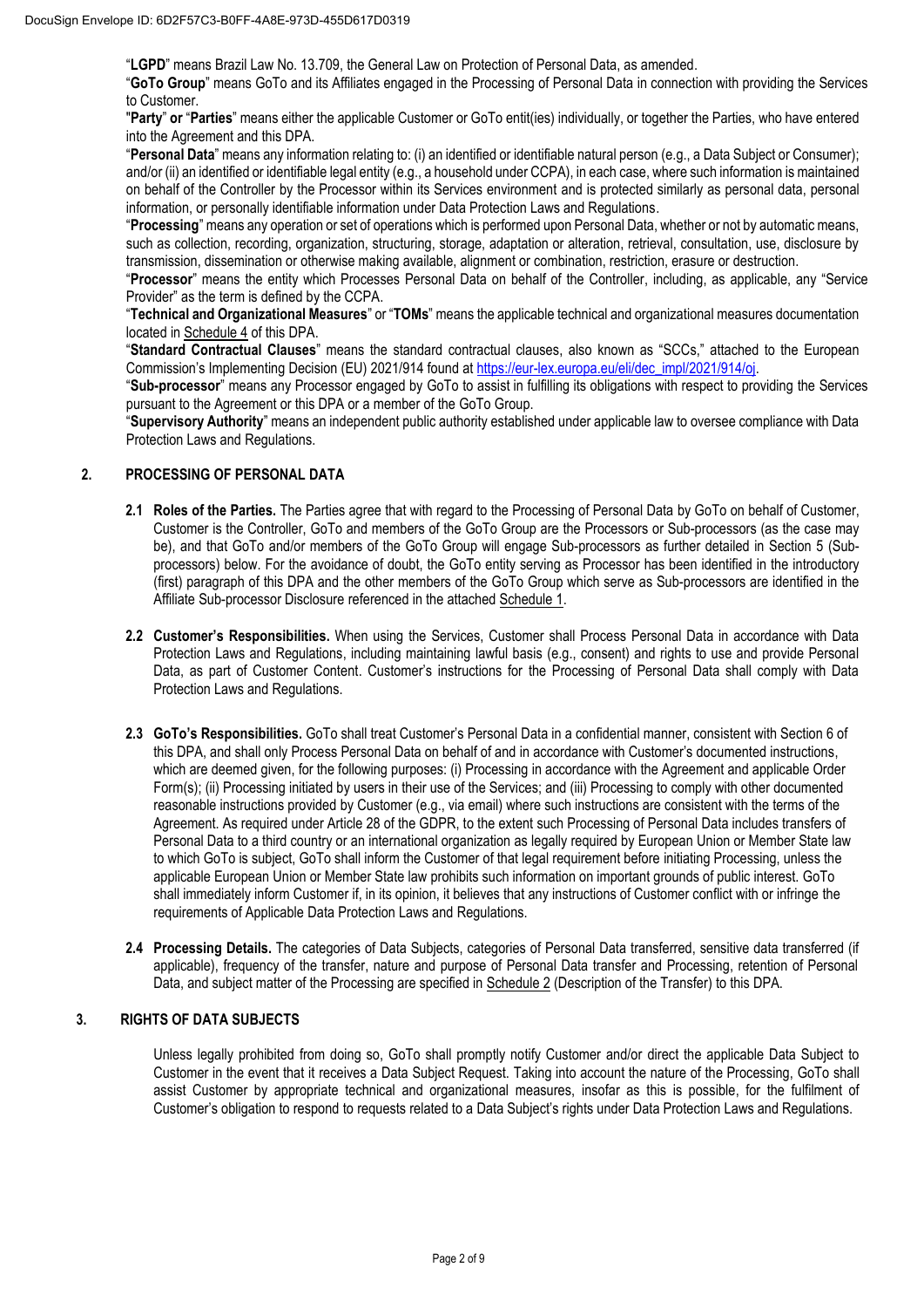"**LGPD**" means Brazil Law No. 13.709, the General Law on Protection of Personal Data, as amended.

"**GoTo Group**" means GoTo and its Affiliates engaged in the Processing of Personal Data in connection with providing the Services to Customer.

"**Party**" **or** "**Parties**" means either the applicable Customer or GoTo entit(ies) individually, or together the Parties, who have entered into the Agreement and this DPA.

"**Personal Data**" means any information relating to: (i) an identified or identifiable natural person (e.g., a Data Subject or Consumer); and/or (ii) an identified or identifiable legal entity (e.g., a household under CCPA), in each case, where such information is maintained on behalf of the Controller by the Processor within its Services environment and is protected similarly as personal data, personal information, or personally identifiable information under Data Protection Laws and Regulations.

"**Processing**" means any operation or set of operations which is performed upon Personal Data, whether or not by automatic means, such as collection, recording, organization, structuring, storage, adaptation or alteration, retrieval, consultation, use, disclosure by transmission, dissemination or otherwise making available, alignment or combination, restriction, erasure or destruction.

"**Processor**" means the entity which Processes Personal Data on behalf of the Controller, including, as applicable, any "Service Provider" as the term is defined by the CCPA.

"**Technical and Organizational Measures**" or "**TOMs**" means the applicable technical and organizational measures documentation located in Schedule 4 of this DPA.

"**Standard Contractual Clauses**" means the standard contractual clauses, also known as "SCCs," attached to the European Commission's Implementing Decision (EU) 2021/914 found at https://eur-lex.europa.eu/eli/dec_impl/2021/914/oj.

"**Sub-processor**" means any Processor engaged by GoTo to assist in fulfilling its obligations with respect to providing the Services pursuant to the Agreement or this DPA or a member of the GoTo Group.

"**Supervisory Authority**" means an independent public authority established under applicable law to oversee compliance with Data Protection Laws and Regulations.

## 2. PROCESSING OF PERSONAL DATA

**2.1 Roles of the Parties.** The Parties agree that with regard to the Processing of Personal Data by GoTo on behalf of Customer, Customer is the Controller, GoTo and members of the GoTo Group are the Processors or Sub-processors (as the case may be), and that GoTo and/or members of the GoTo Group will engage Sub-processors as further detailed in Section 5 (Sub-processors) below. For the avoidance of doubt, the GoTo entity serving as Processor has been identified in the introductory (first) paragraph of this DPA and the other members of the GoTo Group which serve as Sub-processors are identified in the Affiliate Sub-processor Disclosure referenced in the attached Schedule 1.

**2.2 Customer's Responsibilities.** When using the Services, Customer shall Process Personal Data in accordance with Data Protection Laws and Regulations, including maintaining lawful basis (e.g., consent) and rights to use and provide Personal Data, as part of Customer Content. Customer's instructions for the Processing of Personal Data shall comply with Data Protection Laws and Regulations.

**2.3 GoTo's Responsibilities.** GoTo shall treat Customer's Personal Data in a confidential manner, consistent with Section 6 of this DPA, and shall only Process Personal Data on behalf of and in accordance with Customer's documented instructions, which are deemed given, for the following purposes: (i) Processing in accordance with the Agreement and applicable Order Form(s); (ii) Processing initiated by users in their use of the Services; and (iii) Processing to comply with other documented reasonable instructions provided by Customer (e.g., via email) where such instructions are consistent with the terms of the Agreement. As required under Article 28 of the GDPR, to the extent such Processing of Personal Data includes transfers of Personal Data to a third country or an international organization as legally required by European Union or Member State law to which GoTo is subject, GoTo shall inform the Customer of that legal requirement before initiating Processing, unless the applicable European Union or Member State law prohibits such information on important grounds of public interest. GoTo shall immediately inform Customer if, in its opinion, it believes that any instructions of Customer conflict with or infringe the requirements of Applicable Data Protection Laws and Regulations.

**2.4 Processing Details.** The categories of Data Subjects, categories of Personal Data transferred, sensitive data transferred (if applicable), frequency of the transfer, nature and purpose of Personal Data transfer and Processing, retention of Personal Data, and subject matter of the Processing are specified in Schedule 2 (Description of the Transfer) to this DPA.

## 3. RIGHTS OF DATA SUBJECTS

Unless legally prohibited from doing so, GoTo shall promptly notify Customer and/or direct the applicable Data Subject to Customer in the event that it receives a Data Subject Request. Taking into account the nature of the Processing, GoTo shall assist Customer by appropriate technical and organizational measures, insofar as this is possible, for the fulfilment of Customer's obligation to respond to requests related to a Data Subject's rights under Data Protection Laws and Regulations.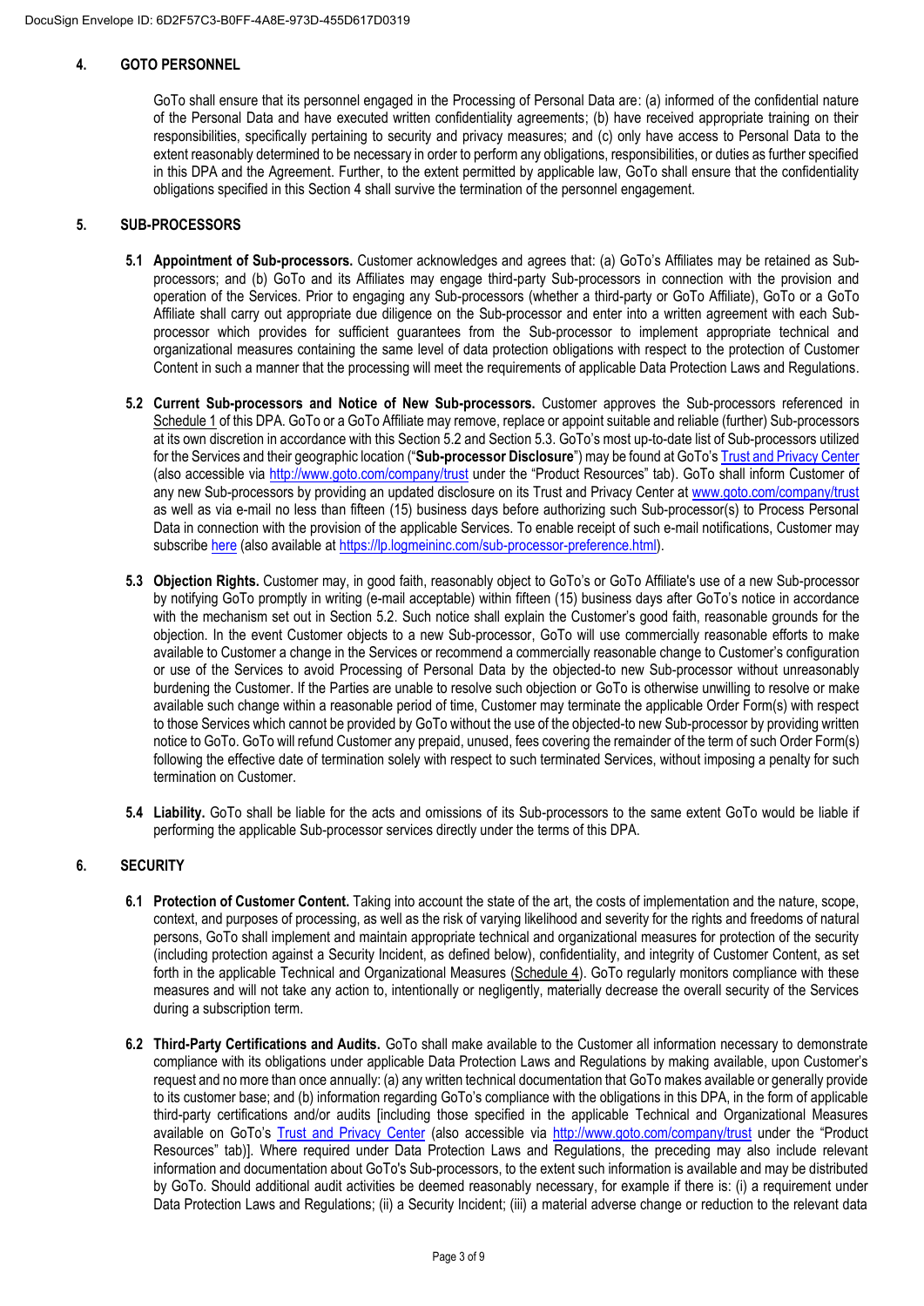## 4. GOTO PERSONNEL

GoTo shall ensure that its personnel engaged in the Processing of Personal Data are: (a) informed of the confidential nature of the Personal Data and have executed written confidentiality agreements; (b) have received appropriate training on their responsibilities, specifically pertaining to security and privacy measures; and (c) only have access to Personal Data to the extent reasonably determined to be necessary in order to perform any obligations, responsibilities, or duties as further specified in this DPA and the Agreement. Further, to the extent permitted by applicable law, GoTo shall ensure that the confidentiality obligations specified in this Section 4 shall survive the termination of the personnel engagement.

## 5. SUB-PROCESSORS

**5.1 Appointment of Sub-processors.** Customer acknowledges and agrees that: (a) GoTo's Affiliates may be retained as Sub-processors; and (b) GoTo and its Affiliates may engage third-party Sub-processors in connection with the provision and operation of the Services. Prior to engaging any Sub-processors (whether a third-party or GoTo Affiliate), GoTo or a GoTo Affiliate shall carry out appropriate due diligence on the Sub-processor and enter into a written agreement with each Sub-processor which provides for sufficient guarantees from the Sub-processor to implement appropriate technical and organizational measures containing the same level of data protection obligations with respect to the protection of Customer Content in such a manner that the processing will meet the requirements of applicable Data Protection Laws and Regulations.

**5.2 Current Sub-processors and Notice of New Sub-processors.** Customer approves the Sub-processors referenced in Schedule 1 of this DPA. GoTo or a GoTo Affiliate may remove, replace or appoint suitable and reliable (further) Sub-processors at its own discretion in accordance with this Section 5.2 and Section 5.3. GoTo's most up-to-date list of Sub-processors utilized for the Services and their geographic location ("**Sub-processor Disclosure**") may be found at GoTo's Trust and Privacy Center (also accessible via http://www.goto.com/company/trust under the "Product Resources" tab). GoTo shall inform Customer of any new Sub-processors by providing an updated disclosure on its Trust and Privacy Center at www.goto.com/company/trust as well as via e-mail no less than fifteen (15) business days before authorizing such Sub-processor(s) to Process Personal Data in connection with the provision of the applicable Services. To enable receipt of such e-mail notifications, Customer may subscribe here (also available at https://lp.logmeininc.com/sub-processor-preference.html).

**5.3 Objection Rights.** Customer may, in good faith, reasonably object to GoTo's or GoTo Affiliate's use of a new Sub-processor by notifying GoTo promptly in writing (e-mail acceptable) within fifteen (15) business days after GoTo's notice in accordance with the mechanism set out in Section 5.2. Such notice shall explain the Customer's good faith, reasonable grounds for the objection. In the event Customer objects to a new Sub-processor, GoTo will use commercially reasonable efforts to make available to Customer a change in the Services or recommend a commercially reasonable change to Customer's configuration or use of the Services to avoid Processing of Personal Data by the objected-to new Sub-processor without unreasonably burdening the Customer. If the Parties are unable to resolve such objection or GoTo is otherwise unwilling to resolve or make available such change within a reasonable period of time, Customer may terminate the applicable Order Form(s) with respect to those Services which cannot be provided by GoTo without the use of the objected-to new Sub-processor by providing written notice to GoTo. GoTo will refund Customer any prepaid, unused, fees covering the remainder of the term of such Order Form(s) following the effective date of termination solely with respect to such terminated Services, without imposing a penalty for such termination on Customer.

**5.4 Liability.** GoTo shall be liable for the acts and omissions of its Sub-processors to the same extent GoTo would be liable if performing the applicable Sub-processor services directly under the terms of this DPA.

## 6. SECURITY

**6.1 Protection of Customer Content.** Taking into account the state of the art, the costs of implementation and the nature, scope, context, and purposes of processing, as well as the risk of varying likelihood and severity for the rights and freedoms of natural persons, GoTo shall implement and maintain appropriate technical and organizational measures for protection of the security (including protection against a Security Incident, as defined below), confidentiality, and integrity of Customer Content, as set forth in the applicable Technical and Organizational Measures (Schedule 4). GoTo regularly monitors compliance with these measures and will not take any action to, intentionally or negligently, materially decrease the overall security of the Services during a subscription term.

**6.2 Third-Party Certifications and Audits.** GoTo shall make available to the Customer all information necessary to demonstrate compliance with its obligations under applicable Data Protection Laws and Regulations by making available, upon Customer's request and no more than once annually: (a) any written technical documentation that GoTo makes available or generally provide to its customer base; and (b) information regarding GoTo's compliance with the obligations in this DPA, in the form of applicable third-party certifications and/or audits [including those specified in the applicable Technical and Organizational Measures available on GoTo's Trust and Privacy Center (also accessible via http://www.goto.com/company/trust under the "Product Resources" tab)]. Where required under Data Protection Laws and Regulations, the preceding may also include relevant information and documentation about GoTo's Sub-processors, to the extent such information is available and may be distributed by GoTo. Should additional audit activities be deemed reasonably necessary, for example if there is: (i) a requirement under Data Protection Laws and Regulations; (ii) a Security Incident; (iii) a material adverse change or reduction to the relevant data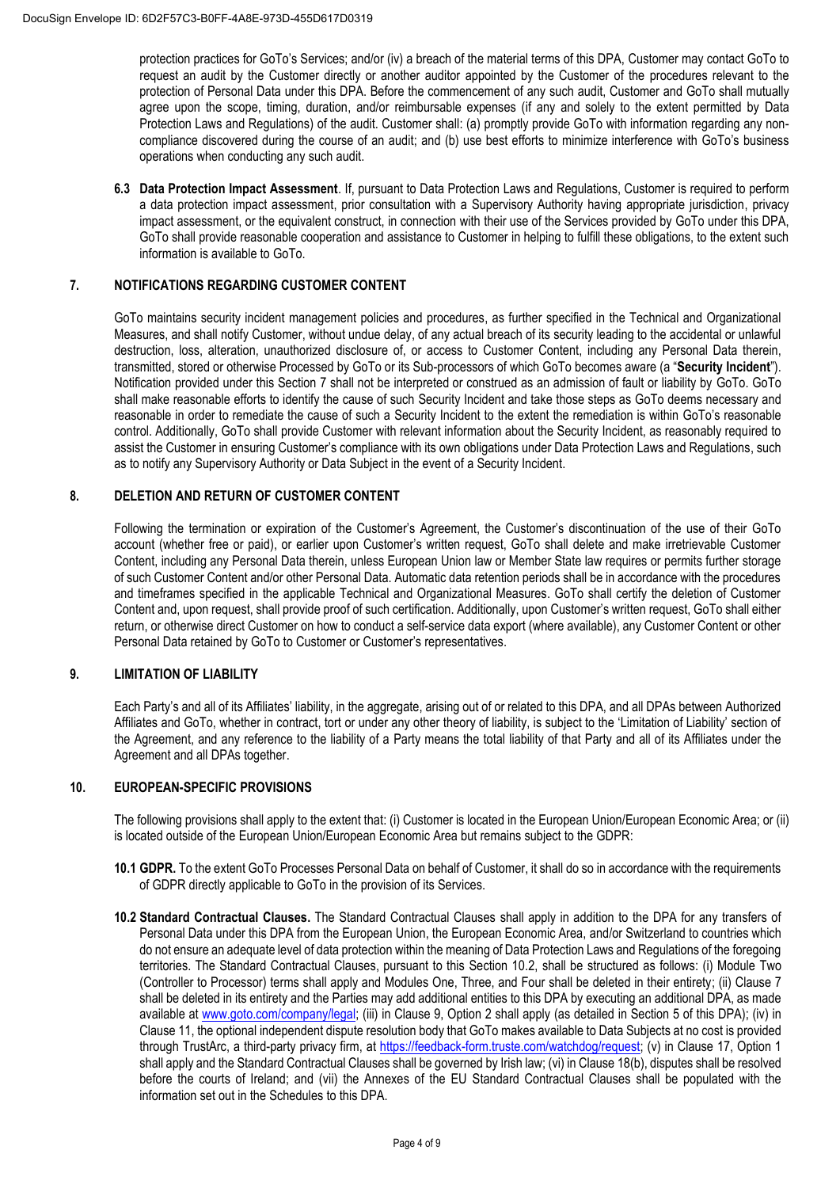protection practices for GoTo's Services; and/or (iv) a breach of the material terms of this DPA, Customer may contact GoTo to request an audit by the Customer directly or another auditor appointed by the Customer of the procedures relevant to the protection of Personal Data under this DPA. Before the commencement of any such audit, Customer and GoTo shall mutually agree upon the scope, timing, duration, and/or reimbursable expenses (if any and solely to the extent permitted by Data Protection Laws and Regulations) of the audit. Customer shall: (a) promptly provide GoTo with information regarding any non-compliance discovered during the course of an audit; and (b) use best efforts to minimize interference with GoTo's business operations when conducting any such audit.

**6.3 Data Protection Impact Assessment**. If, pursuant to Data Protection Laws and Regulations, Customer is required to perform a data protection impact assessment, prior consultation with a Supervisory Authority having appropriate jurisdiction, privacy impact assessment, or the equivalent construct, in connection with their use of the Services provided by GoTo under this DPA, GoTo shall provide reasonable cooperation and assistance to Customer in helping to fulfill these obligations, to the extent such information is available to GoTo.

## 7. NOTIFICATIONS REGARDING CUSTOMER CONTENT

GoTo maintains security incident management policies and procedures, as further specified in the Technical and Organizational Measures, and shall notify Customer, without undue delay, of any actual breach of its security leading to the accidental or unlawful destruction, loss, alteration, unauthorized disclosure of, or access to Customer Content, including any Personal Data therein, transmitted, stored or otherwise Processed by GoTo or its Sub-processors of which GoTo becomes aware (a "**Security Incident**"). Notification provided under this Section 7 shall not be interpreted or construed as an admission of fault or liability by GoTo. GoTo shall make reasonable efforts to identify the cause of such Security Incident and take those steps as GoTo deems necessary and reasonable in order to remediate the cause of such a Security Incident to the extent the remediation is within GoTo's reasonable control. Additionally, GoTo shall provide Customer with relevant information about the Security Incident, as reasonably required to assist the Customer in ensuring Customer's compliance with its own obligations under Data Protection Laws and Regulations, such as to notify any Supervisory Authority or Data Subject in the event of a Security Incident.

## 8. DELETION AND RETURN OF CUSTOMER CONTENT

Following the termination or expiration of the Customer's Agreement, the Customer's discontinuation of the use of their GoTo account (whether free or paid), or earlier upon Customer's written request, GoTo shall delete and make irretrievable Customer Content, including any Personal Data therein, unless European Union law or Member State law requires or permits further storage of such Customer Content and/or other Personal Data. Automatic data retention periods shall be in accordance with the procedures and timeframes specified in the applicable Technical and Organizational Measures. GoTo shall certify the deletion of Customer Content and, upon request, shall provide proof of such certification. Additionally, upon Customer's written request, GoTo shall either return, or otherwise direct Customer on how to conduct a self-service data export (where available), any Customer Content or other Personal Data retained by GoTo to Customer or Customer's representatives.

## 9. LIMITATION OF LIABILITY

Each Party's and all of its Affiliates' liability, in the aggregate, arising out of or related to this DPA, and all DPAs between Authorized Affiliates and GoTo, whether in contract, tort or under any other theory of liability, is subject to the 'Limitation of Liability' section of the Agreement, and any reference to the liability of a Party means the total liability of that Party and all of its Affiliates under the Agreement and all DPAs together.

## 10. EUROPEAN-SPECIFIC PROVISIONS

The following provisions shall apply to the extent that: (i) Customer is located in the European Union/European Economic Area; or (ii) is located outside of the European Union/European Economic Area but remains subject to the GDPR:

**10.1 GDPR.** To the extent GoTo Processes Personal Data on behalf of Customer, it shall do so in accordance with the requirements of GDPR directly applicable to GoTo in the provision of its Services.

**10.2 Standard Contractual Clauses.** The Standard Contractual Clauses shall apply in addition to the DPA for any transfers of Personal Data under this DPA from the European Union, the European Economic Area, and/or Switzerland to countries which do not ensure an adequate level of data protection within the meaning of Data Protection Laws and Regulations of the foregoing territories. The Standard Contractual Clauses, pursuant to this Section 10.2, shall be structured as follows: (i) Module Two (Controller to Processor) terms shall apply and Modules One, Three, and Four shall be deleted in their entirety; (ii) Clause 7 shall be deleted in its entirety and the Parties may add additional entities to this DPA by executing an additional DPA, as made available at www.goto.com/company/legal; (iii) in Clause 9, Option 2 shall apply (as detailed in Section 5 of this DPA); (iv) in Clause 11, the optional independent dispute resolution body that GoTo makes available to Data Subjects at no cost is provided through TrustArc, a third-party privacy firm, at https://feedback-form.truste.com/watchdog/request; (v) in Clause 17, Option 1 shall apply and the Standard Contractual Clauses shall be governed by Irish law; (vi) in Clause 18(b), disputes shall be resolved before the courts of Ireland; and (vii) the Annexes of the EU Standard Contractual Clauses shall be populated with the information set out in the Schedules to this DPA.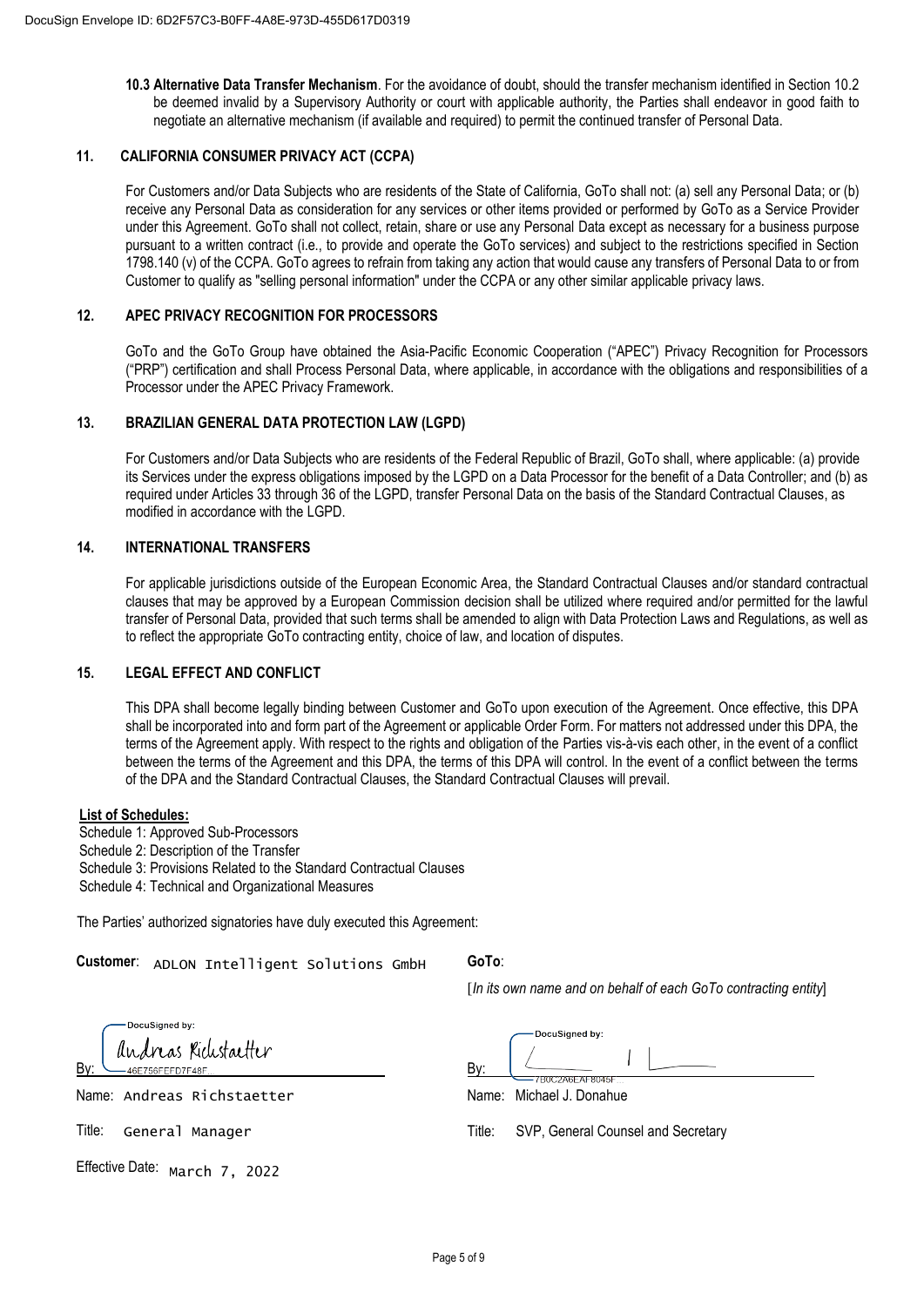**10.3 Alternative Data Transfer Mechanism**. For the avoidance of doubt, should the transfer mechanism identified in Section 10.2 be deemed invalid by a Supervisory Authority or court with applicable authority, the Parties shall endeavor in good faith to negotiate an alternative mechanism (if available and required) to permit the continued transfer of Personal Data.

## 11. CALIFORNIA CONSUMER PRIVACY ACT (CCPA)

For Customers and/or Data Subjects who are residents of the State of California, GoTo shall not: (a) sell any Personal Data; or (b) receive any Personal Data as consideration for any services or other items provided or performed by GoTo as a Service Provider under this Agreement. GoTo shall not collect, retain, share or use any Personal Data except as necessary for a business purpose pursuant to a written contract (i.e., to provide and operate the GoTo services) and subject to the restrictions specified in Section 1798.140 (v) of the CCPA. GoTo agrees to refrain from taking any action that would cause any transfers of Personal Data to or from Customer to qualify as "selling personal information" under the CCPA or any other similar applicable privacy laws.

## 12. APEC PRIVACY RECOGNITION FOR PROCESSORS

GoTo and the GoTo Group have obtained the Asia-Pacific Economic Cooperation ("APEC") Privacy Recognition for Processors ("PRP") certification and shall Process Personal Data, where applicable, in accordance with the obligations and responsibilities of a Processor under the APEC Privacy Framework.

## 13. BRAZILIAN GENERAL DATA PROTECTION LAW (LGPD)

For Customers and/or Data Subjects who are residents of the Federal Republic of Brazil, GoTo shall, where applicable: (a) provide its Services under the express obligations imposed by the LGPD on a Data Processor for the benefit of a Data Controller; and (b) as required under Articles 33 through 36 of the LGPD, transfer Personal Data on the basis of the Standard Contractual Clauses, as modified in accordance with the LGPD.

## 14. INTERNATIONAL TRANSFERS

For applicable jurisdictions outside of the European Economic Area, the Standard Contractual Clauses and/or standard contractual clauses that may be approved by a European Commission decision shall be utilized where required and/or permitted for the lawful transfer of Personal Data, provided that such terms shall be amended to align with Data Protection Laws and Regulations, as well as to reflect the appropriate GoTo contracting entity, choice of law, and location of disputes.

## 15. LEGAL EFFECT AND CONFLICT

This DPA shall become legally binding between Customer and GoTo upon execution of the Agreement. Once effective, this DPA shall be incorporated into and form part of the Agreement or applicable Order Form. For matters not addressed under this DPA, the terms of the Agreement apply. With respect to the rights and obligation of the Parties vis-à-vis each other, in the event of a conflict between the terms of the Agreement and this DPA, the terms of this DPA will control. In the event of a conflict between the terms of the DPA and the Standard Contractual Clauses, the Standard Contractual Clauses will prevail.

**List of Schedules:**

Schedule 1: Approved Sub-Processors
Schedule 2: Description of the Transfer
Schedule 3: Provisions Related to the Standard Contractual Clauses
Schedule 4: Technical and Organizational Measures

The Parties' authorized signatories have duly executed this Agreement:

**Customer**: ADLON Intelligent Solutions GmbH

DocuSigned by:
By: Andreas Richstaetter
46E756FEFD7F48F...

Name: Andreas Richstaetter

Title: General Manager

Effective Date: March 7, 2022

**GoTo**:

[*In its own name and on behalf of each GoTo contracting entity*]

DocuSigned by:
By: 
7B0C2A6EAF8045F...

Name: Michael J. Donahue

Title: SVP, General Counsel and Secretary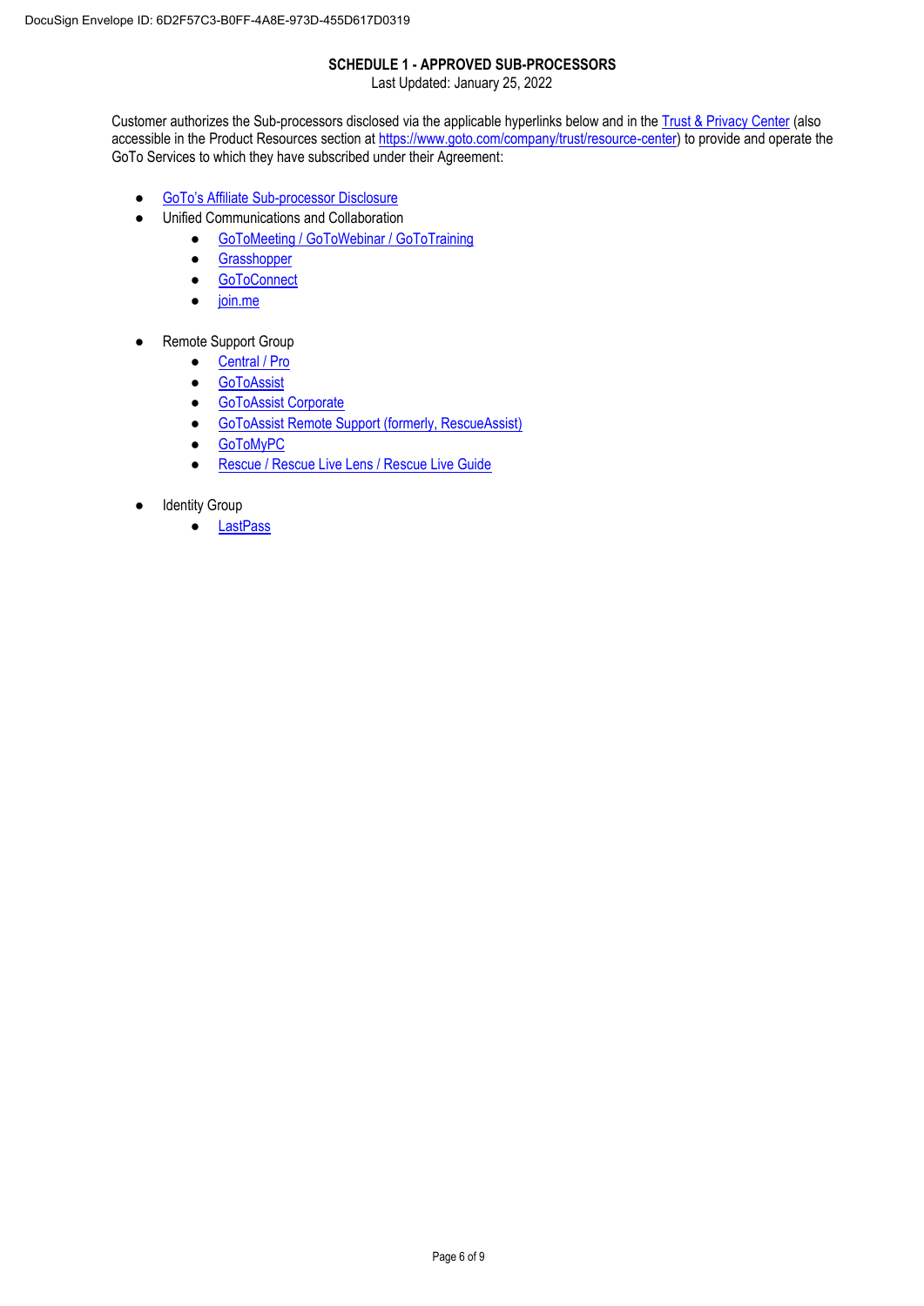## SCHEDULE 1 - APPROVED SUB-PROCESSORS

Last Updated: January 25, 2022

Customer authorizes the Sub-processors disclosed via the applicable hyperlinks below and in the Trust & Privacy Center (also accessible in the Product Resources section at https://www.goto.com/company/trust/resource-center) to provide and operate the GoTo Services to which they have subscribed under their Agreement:

- GoTo's Affiliate Sub-processor Disclosure
- Unified Communications and Collaboration
  - GoToMeeting / GoToWebinar / GoToTraining
  - Grasshopper
  - GoToConnect
  - join.me
- Remote Support Group
  - Central / Pro
  - GoToAssist
  - GoToAssist Corporate
  - GoToAssist Remote Support (formerly, RescueAssist)
  - GoToMyPC
  - Rescue / Rescue Live Lens / Rescue Live Guide
- Identity Group
  - LastPass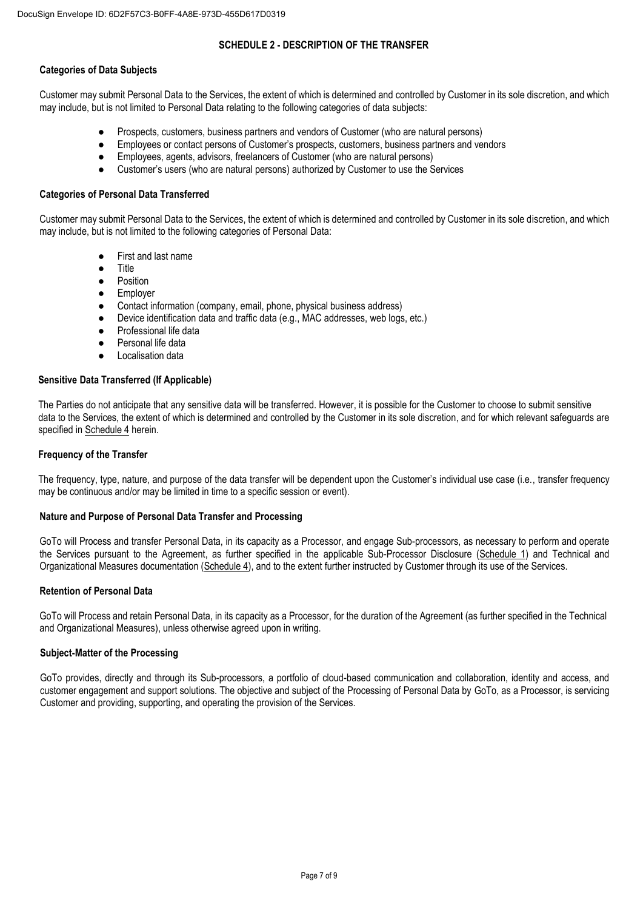## SCHEDULE 2 - DESCRIPTION OF THE TRANSFER

### Categories of Data Subjects

Customer may submit Personal Data to the Services, the extent of which is determined and controlled by Customer in its sole discretion, and which may include, but is not limited to Personal Data relating to the following categories of data subjects:

- Prospects, customers, business partners and vendors of Customer (who are natural persons)
- Employees or contact persons of Customer's prospects, customers, business partners and vendors
- Employees, agents, advisors, freelancers of Customer (who are natural persons)
- Customer's users (who are natural persons) authorized by Customer to use the Services

### Categories of Personal Data Transferred

Customer may submit Personal Data to the Services, the extent of which is determined and controlled by Customer in its sole discretion, and which may include, but is not limited to the following categories of Personal Data:

- First and last name
- Title
- Position
- Employer
- Contact information (company, email, phone, physical business address)
- Device identification data and traffic data (e.g., MAC addresses, web logs, etc.)
- Professional life data
- Personal life data
- Localisation data

### Sensitive Data Transferred (If Applicable)

The Parties do not anticipate that any sensitive data will be transferred. However, it is possible for the Customer to choose to submit sensitive data to the Services, the extent of which is determined and controlled by the Customer in its sole discretion, and for which relevant safeguards are specified in Schedule 4 herein.

### Frequency of the Transfer

The frequency, type, nature, and purpose of the data transfer will be dependent upon the Customer's individual use case (i.e., transfer frequency may be continuous and/or may be limited in time to a specific session or event).

### Nature and Purpose of Personal Data Transfer and Processing

GoTo will Process and transfer Personal Data, in its capacity as a Processor, and engage Sub-processors, as necessary to perform and operate the Services pursuant to the Agreement, as further specified in the applicable Sub-Processor Disclosure (Schedule 1) and Technical and Organizational Measures documentation (Schedule 4), and to the extent further instructed by Customer through its use of the Services.

### Retention of Personal Data

GoTo will Process and retain Personal Data, in its capacity as a Processor, for the duration of the Agreement (as further specified in the Technical and Organizational Measures), unless otherwise agreed upon in writing.

### Subject-Matter of the Processing

GoTo provides, directly and through its Sub-processors, a portfolio of cloud-based communication and collaboration, identity and access, and customer engagement and support solutions. The objective and subject of the Processing of Personal Data by GoTo, as a Processor, is servicing Customer and providing, supporting, and operating the provision of the Services.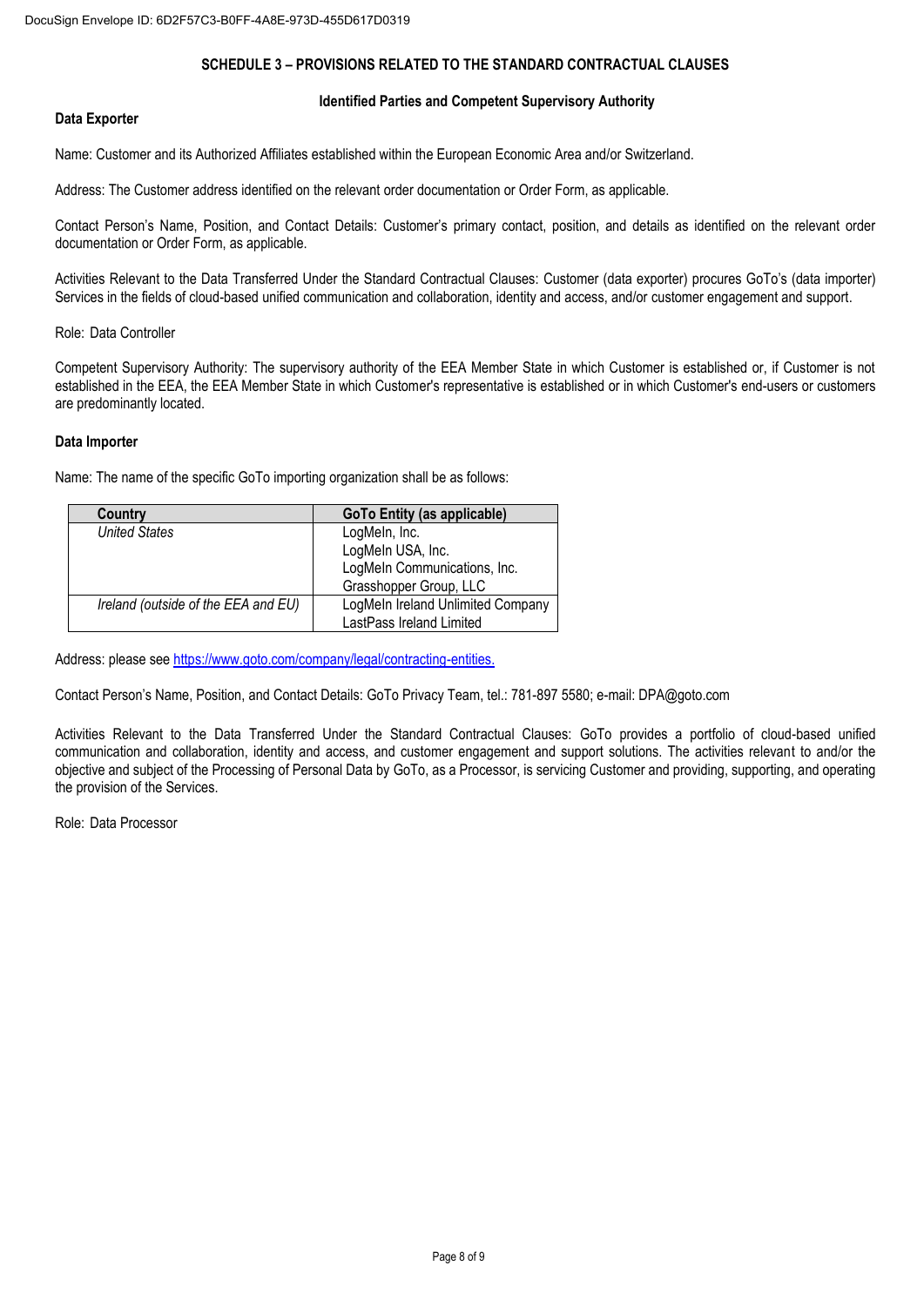## SCHEDULE 3 – PROVISIONS RELATED TO THE STANDARD CONTRACTUAL CLAUSES

### Identified Parties and Competent Supervisory Authority

**Data Exporter**

Name: Customer and its Authorized Affiliates established within the European Economic Area and/or Switzerland.

Address: The Customer address identified on the relevant order documentation or Order Form, as applicable.

Contact Person's Name, Position, and Contact Details: Customer's primary contact, position, and details as identified on the relevant order documentation or Order Form, as applicable.

Activities Relevant to the Data Transferred Under the Standard Contractual Clauses: Customer (data exporter) procures GoTo's (data importer) Services in the fields of cloud-based unified communication and collaboration, identity and access, and/or customer engagement and support.

Role: Data Controller

Competent Supervisory Authority: The supervisory authority of the EEA Member State in which Customer is established or, if Customer is not established in the EEA, the EEA Member State in which Customer's representative is established or in which Customer's end-users or customers are predominantly located.

**Data Importer**

Name: The name of the specific GoTo importing organization shall be as follows:

| Country | GoTo Entity (as applicable) |
|---|---|
| *United States* | LogMeIn, Inc.<br>LogMeIn USA, Inc.<br>LogMeIn Communications, Inc.<br>Grasshopper Group, LLC |
| *Ireland (outside of the EEA and EU)* | LogMeIn Ireland Unlimited Company<br>LastPass Ireland Limited |

Address: please see https://www.goto.com/company/legal/contracting-entities.

Contact Person's Name, Position, and Contact Details: GoTo Privacy Team, tel.: 781-897 5580; e-mail: DPA@goto.com

Activities Relevant to the Data Transferred Under the Standard Contractual Clauses: GoTo provides a portfolio of cloud-based unified communication and collaboration, identity and access, and customer engagement and support solutions. The activities relevant to and/or the objective and subject of the Processing of Personal Data by GoTo, as a Processor, is servicing Customer and providing, supporting, and operating the provision of the Services.

Role: Data Processor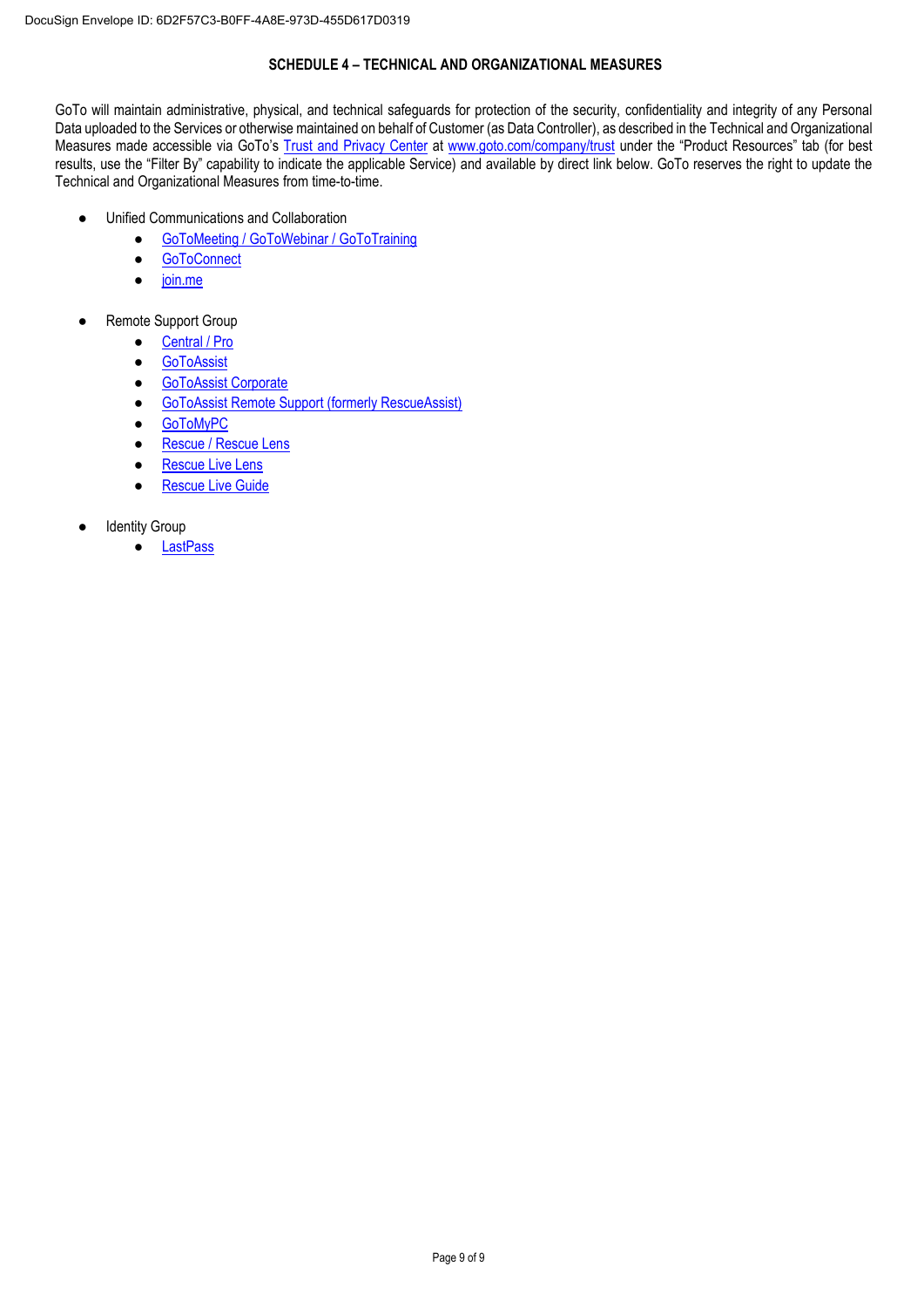### SCHEDULE 4 – TECHNICAL AND ORGANIZATIONAL MEASURES

GoTo will maintain administrative, physical, and technical safeguards for protection of the security, confidentiality and integrity of any Personal Data uploaded to the Services or otherwise maintained on behalf of Customer (as Data Controller), as described in the Technical and Organizational Measures made accessible via GoTo's Trust and Privacy Center at www.goto.com/company/trust under the "Product Resources" tab (for best results, use the "Filter By" capability to indicate the applicable Service) and available by direct link below. GoTo reserves the right to update the Technical and Organizational Measures from time-to-time.

- Unified Communications and Collaboration
  - GoToMeeting / GoToWebinar / GoToTraining
  - GoToConnect
  - join.me
- Remote Support Group
  - Central / Pro
  - GoToAssist
  - GoToAssist Corporate
  - GoToAssist Remote Support (formerly RescueAssist)
  - GoToMyPC
  - Rescue / Rescue Lens
  - Rescue Live Lens
  - Rescue Live Guide
- Identity Group
  - LastPass